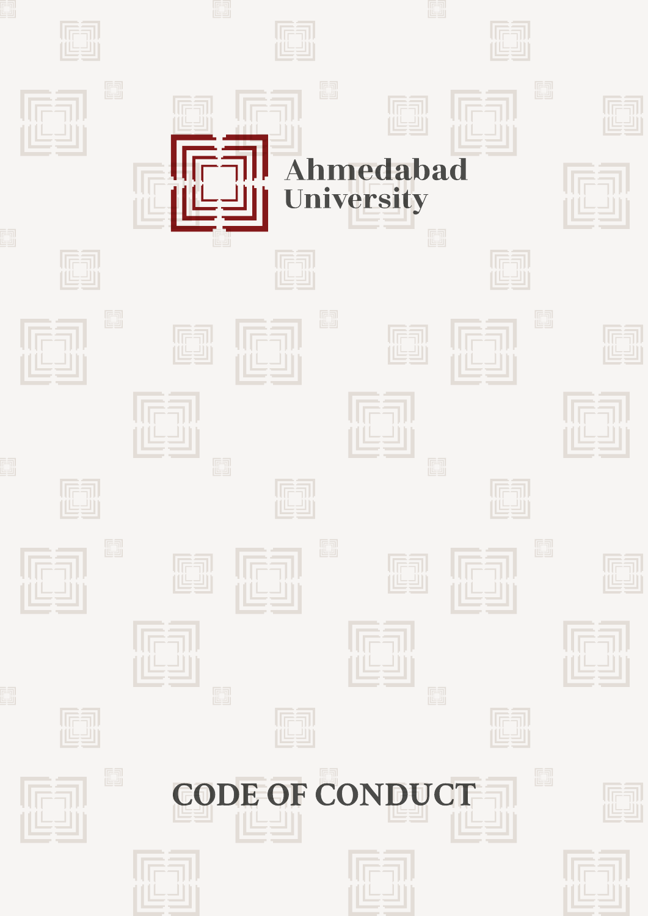Ahmedabad University

# CODE OF CONDUCT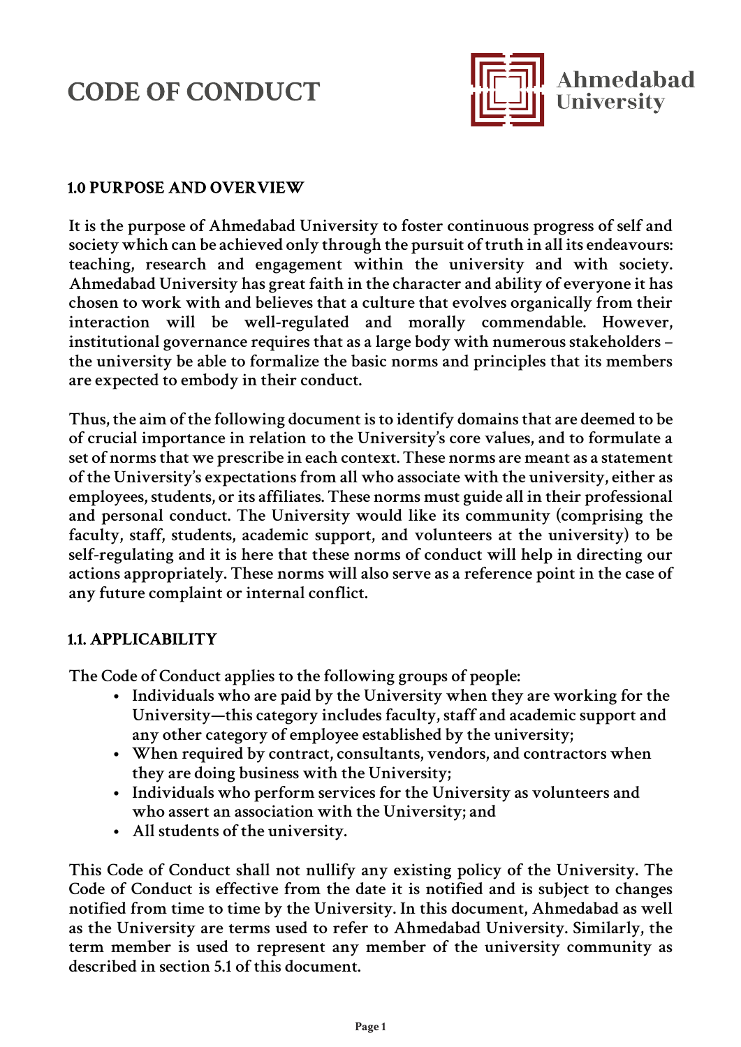# CODE OF CONDUCT

Ahmedabad University

## 1.0 PURPOSE AND OVERVIEW

It is the purpose of Ahmedabad University to foster continuous progress of self and society which can be achieved only through the pursuit of truth in all its endeavours: teaching, research and engagement within the university and with society. Ahmedabad University has great faith in the character and ability of everyone it has chosen to work with and believes that a culture that evolves organically from their interaction will be well-regulated and morally commendable. However, institutional governance requires that as a large body with numerous stakeholders – the university be able to formalize the basic norms and principles that its members are expected to embody in their conduct.

Thus, the aim of the following document is to identify domains that are deemed to be of crucial importance in relation to the University's core values, and to formulate a set of norms that we prescribe in each context. These norms are meant as a statement of the University's expectations from all who associate with the university, either as employees, students, or its affiliates. These norms must guide all in their professional and personal conduct. The University would like its community (comprising the faculty, staff, students, academic support, and volunteers at the university) to be self-regulating and it is here that these norms of conduct will help in directing our actions appropriately. These norms will also serve as a reference point in the case of any future complaint or internal conflict.

## 1.1. APPLICABILITY

The Code of Conduct applies to the following groups of people:

- Individuals who are paid by the University when they are working for the University—this category includes faculty, staff and academic support and any other category of employee established by the university;
- When required by contract, consultants, vendors, and contractors when they are doing business with the University;
- Individuals who perform services for the University as volunteers and who assert an association with the University; and
- All students of the university.

This Code of Conduct shall not nullify any existing policy of the University. The Code of Conduct is effective from the date it is notified and is subject to changes notified from time to time by the University. In this document, Ahmedabad as well as the University are terms used to refer to Ahmedabad University. Similarly, the term member is used to represent any member of the university community as described in section 5.1 of this document.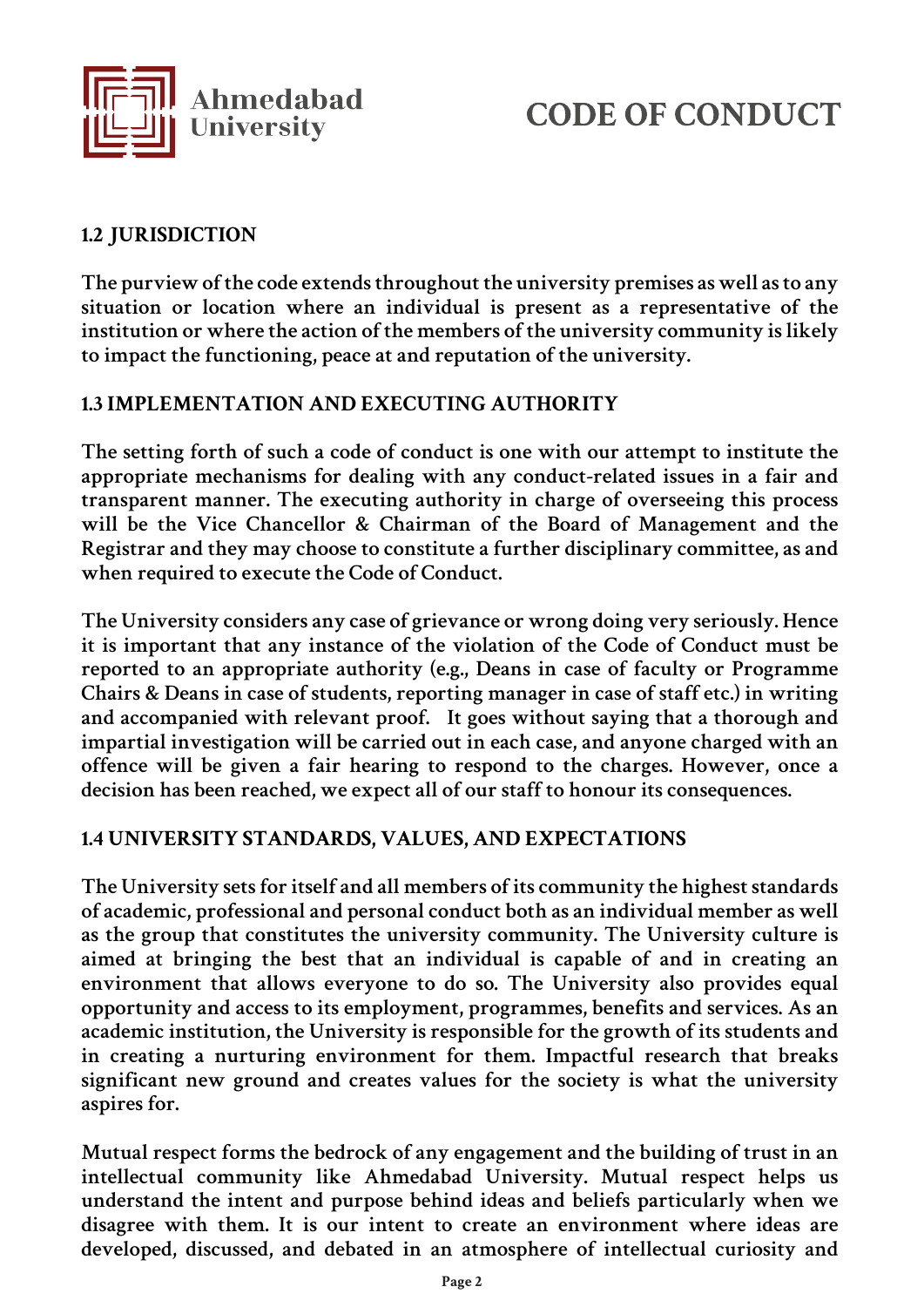## 1.2 JURISDICTION

The purview of the code extends throughout the university premises as well as to any situation or location where an individual is present as a representative of the institution or where the action of the members of the university community is likely to impact the functioning, peace at and reputation of the university.

## 1.3 IMPLEMENTATION AND EXECUTING AUTHORITY

The setting forth of such a code of conduct is one with our attempt to institute the appropriate mechanisms for dealing with any conduct-related issues in a fair and transparent manner. The executing authority in charge of overseeing this process will be the Vice Chancellor & Chairman of the Board of Management and the Registrar and they may choose to constitute a further disciplinary committee, as and when required to execute the Code of Conduct.

The University considers any case of grievance or wrong doing very seriously. Hence it is important that any instance of the violation of the Code of Conduct must be reported to an appropriate authority (e.g., Deans in case of faculty or Programme Chairs & Deans in case of students, reporting manager in case of staff etc.) in writing and accompanied with relevant proof. It goes without saying that a thorough and impartial investigation will be carried out in each case, and anyone charged with an offence will be given a fair hearing to respond to the charges. However, once a decision has been reached, we expect all of our staff to honour its consequences.

## 1.4 UNIVERSITY STANDARDS, VALUES, AND EXPECTATIONS

The University sets for itself and all members of its community the highest standards of academic, professional and personal conduct both as an individual member as well as the group that constitutes the university community. The University culture is aimed at bringing the best that an individual is capable of and in creating an environment that allows everyone to do so. The University also provides equal opportunity and access to its employment, programmes, benefits and services. As an academic institution, the University is responsible for the growth of its students and in creating a nurturing environment for them. Impactful research that breaks significant new ground and creates values for the society is what the university aspires for.

Mutual respect forms the bedrock of any engagement and the building of trust in an intellectual community like Ahmedabad University. Mutual respect helps us understand the intent and purpose behind ideas and beliefs particularly when we disagree with them. It is our intent to create an environment where ideas are developed, discussed, and debated in an atmosphere of intellectual curiosity and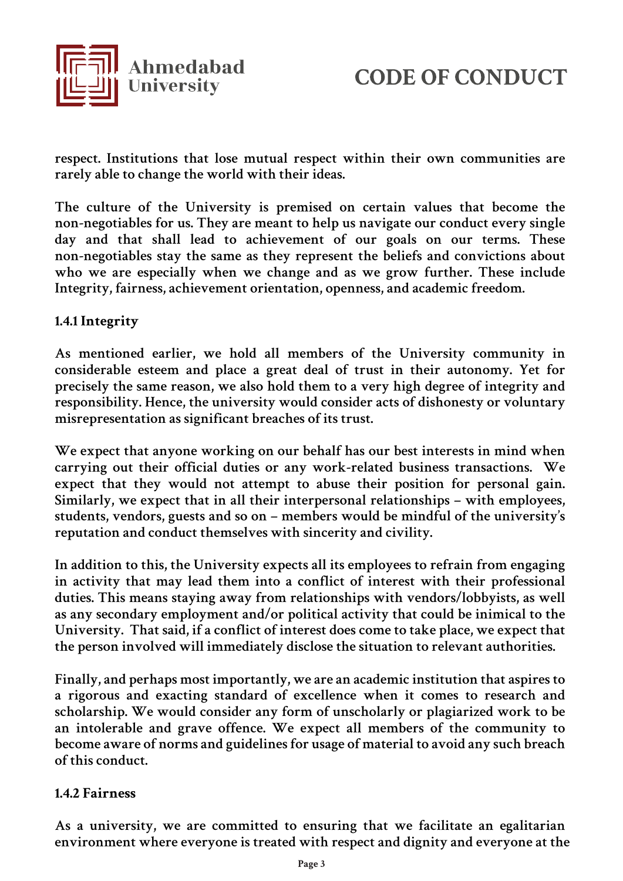respect. Institutions that lose mutual respect within their own communities are rarely able to change the world with their ideas.

The culture of the University is premised on certain values that become the non-negotiables for us. They are meant to help us navigate our conduct every single day and that shall lead to achievement of our goals on our terms. These non-negotiables stay the same as they represent the beliefs and convictions about who we are especially when we change and as we grow further. These include Integrity, fairness, achievement orientation, openness, and academic freedom.

### 1.4.1 Integrity

As mentioned earlier, we hold all members of the University community in considerable esteem and place a great deal of trust in their autonomy. Yet for precisely the same reason, we also hold them to a very high degree of integrity and responsibility. Hence, the university would consider acts of dishonesty or voluntary misrepresentation as significant breaches of its trust.

We expect that anyone working on our behalf has our best interests in mind when carrying out their official duties or any work-related business transactions. We expect that they would not attempt to abuse their position for personal gain. Similarly, we expect that in all their interpersonal relationships – with employees, students, vendors, guests and so on – members would be mindful of the university's reputation and conduct themselves with sincerity and civility.

In addition to this, the University expects all its employees to refrain from engaging in activity that may lead them into a conflict of interest with their professional duties. This means staying away from relationships with vendors/lobbyists, as well as any secondary employment and/or political activity that could be inimical to the University. That said, if a conflict of interest does come to take place, we expect that the person involved will immediately disclose the situation to relevant authorities.

Finally, and perhaps most importantly, we are an academic institution that aspires to a rigorous and exacting standard of excellence when it comes to research and scholarship. We would consider any form of unscholarly or plagiarized work to be an intolerable and grave offence. We expect all members of the community to become aware of norms and guidelines for usage of material to avoid any such breach of this conduct.

### 1.4.2 Fairness

As a university, we are committed to ensuring that we facilitate an egalitarian environment where everyone is treated with respect and dignity and everyone at the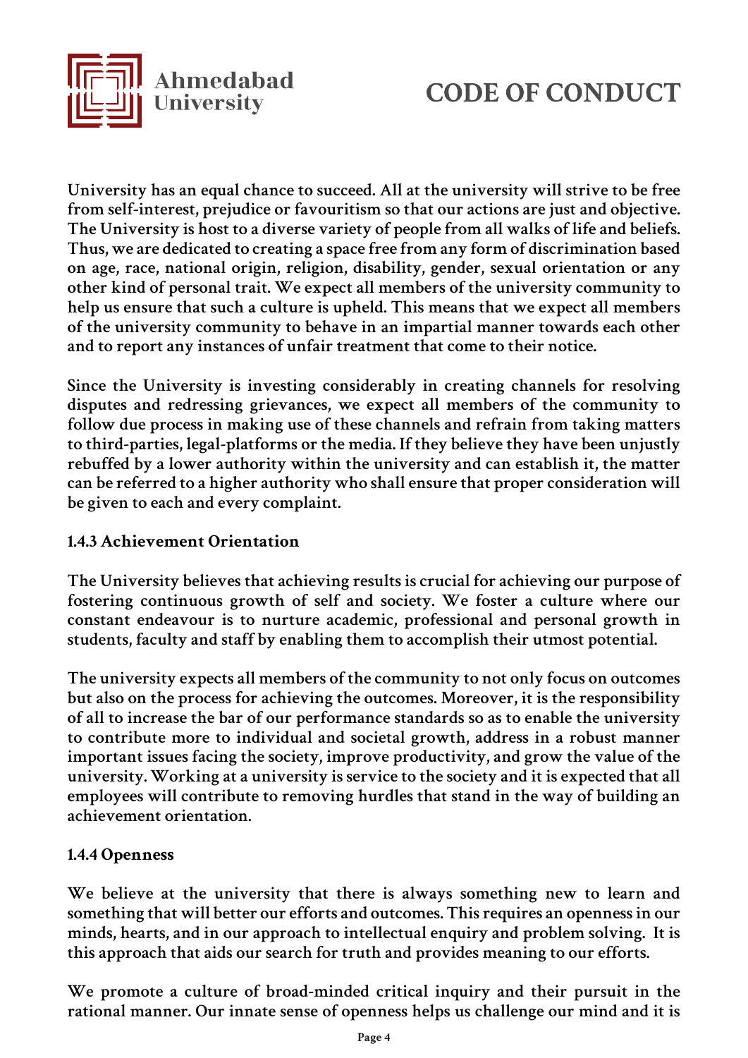University has an equal chance to succeed. All at the university will strive to be free from self-interest, prejudice or favouritism so that our actions are just and objective. The University is host to a diverse variety of people from all walks of life and beliefs. Thus, we are dedicated to creating a space free from any form of discrimination based on age, race, national origin, religion, disability, gender, sexual orientation or any other kind of personal trait. We expect all members of the university community to help us ensure that such a culture is upheld. This means that we expect all members of the university community to behave in an impartial manner towards each other and to report any instances of unfair treatment that come to their notice.

Since the University is investing considerably in creating channels for resolving disputes and redressing grievances, we expect all members of the community to follow due process in making use of these channels and refrain from taking matters to third-parties, legal-platforms or the media. If they believe they have been unjustly rebuffed by a lower authority within the university and can establish it, the matter can be referred to a higher authority who shall ensure that proper consideration will be given to each and every complaint.

### 1.4.3 Achievement Orientation

The University believes that achieving results is crucial for achieving our purpose of fostering continuous growth of self and society. We foster a culture where our constant endeavour is to nurture academic, professional and personal growth in students, faculty and staff by enabling them to accomplish their utmost potential.

The university expects all members of the community to not only focus on outcomes but also on the process for achieving the outcomes. Moreover, it is the responsibility of all to increase the bar of our performance standards so as to enable the university to contribute more to individual and societal growth, address in a robust manner important issues facing the society, improve productivity, and grow the value of the university. Working at a university is service to the society and it is expected that all employees will contribute to removing hurdles that stand in the way of building an achievement orientation.

### 1.4.4 Openness

We believe at the university that there is always something new to learn and something that will better our efforts and outcomes. This requires an openness in our minds, hearts, and in our approach to intellectual enquiry and problem solving. It is this approach that aids our search for truth and provides meaning to our efforts.

We promote a culture of broad-minded critical inquiry and their pursuit in the rational manner. Our innate sense of openness helps us challenge our mind and it is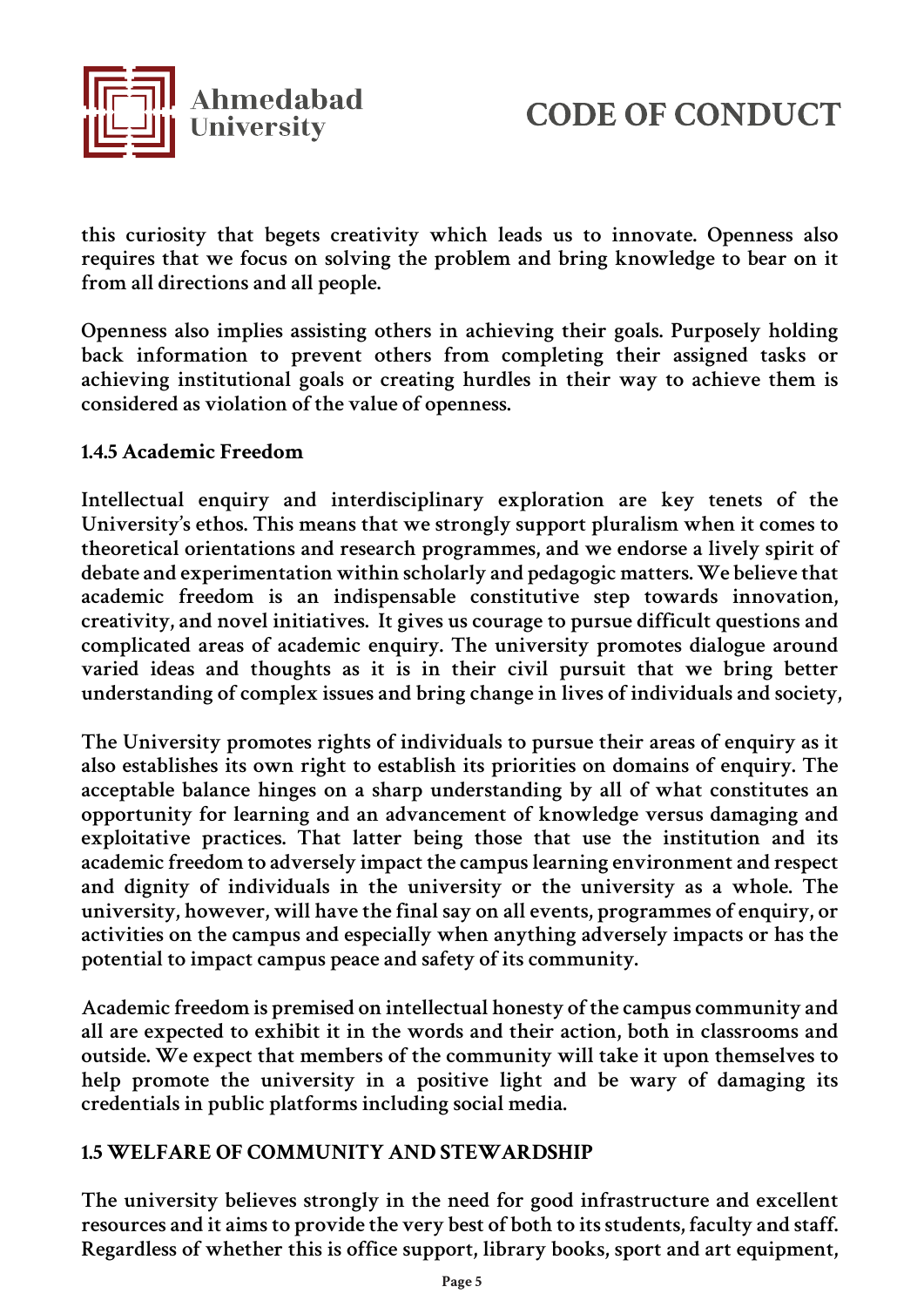this curiosity that begets creativity which leads us to innovate. Openness also requires that we focus on solving the problem and bring knowledge to bear on it from all directions and all people.

Openness also implies assisting others in achieving their goals. Purposely holding back information to prevent others from completing their assigned tasks or achieving institutional goals or creating hurdles in their way to achieve them is considered as violation of the value of openness.

### 1.4.5 Academic Freedom

Intellectual enquiry and interdisciplinary exploration are key tenets of the University's ethos. This means that we strongly support pluralism when it comes to theoretical orientations and research programmes, and we endorse a lively spirit of debate and experimentation within scholarly and pedagogic matters. We believe that academic freedom is an indispensable constitutive step towards innovation, creativity, and novel initiatives. It gives us courage to pursue difficult questions and complicated areas of academic enquiry. The university promotes dialogue around varied ideas and thoughts as it is in their civil pursuit that we bring better understanding of complex issues and bring change in lives of individuals and society,

The University promotes rights of individuals to pursue their areas of enquiry as it also establishes its own right to establish its priorities on domains of enquiry. The acceptable balance hinges on a sharp understanding by all of what constitutes an opportunity for learning and an advancement of knowledge versus damaging and exploitative practices. That latter being those that use the institution and its academic freedom to adversely impact the campus learning environment and respect and dignity of individuals in the university or the university as a whole. The university, however, will have the final say on all events, programmes of enquiry, or activities on the campus and especially when anything adversely impacts or has the potential to impact campus peace and safety of its community.

Academic freedom is premised on intellectual honesty of the campus community and all are expected to exhibit it in the words and their action, both in classrooms and outside. We expect that members of the community will take it upon themselves to help promote the university in a positive light and be wary of damaging its credentials in public platforms including social media.

## 1.5 WELFARE OF COMMUNITY AND STEWARDSHIP

The university believes strongly in the need for good infrastructure and excellent resources and it aims to provide the very best of both to its students, faculty and staff. Regardless of whether this is office support, library books, sport and art equipment,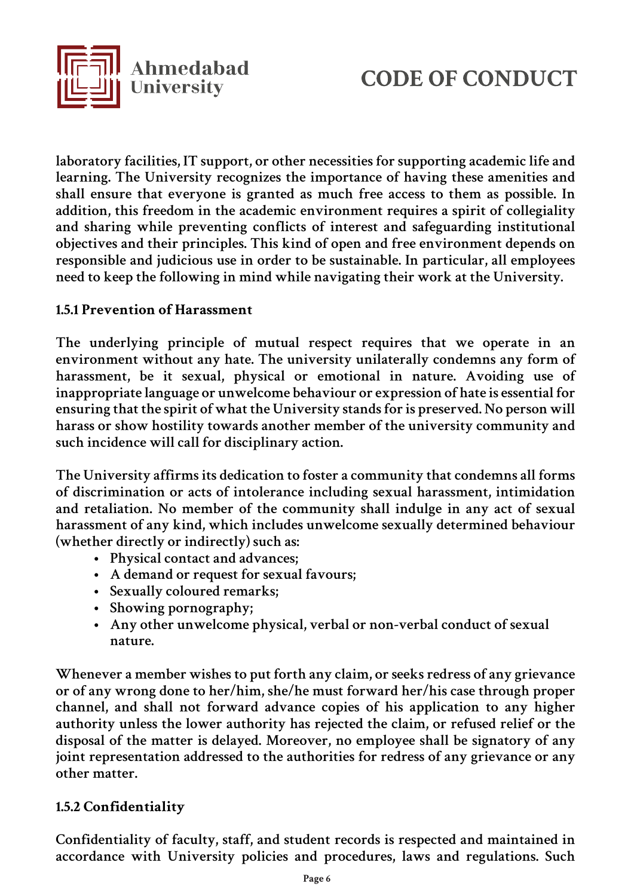laboratory facilities, IT support, or other necessities for supporting academic life and learning. The University recognizes the importance of having these amenities and shall ensure that everyone is granted as much free access to them as possible. In addition, this freedom in the academic environment requires a spirit of collegiality and sharing while preventing conflicts of interest and safeguarding institutional objectives and their principles. This kind of open and free environment depends on responsible and judicious use in order to be sustainable. In particular, all employees need to keep the following in mind while navigating their work at the University.

### 1.5.1 Prevention of Harassment

The underlying principle of mutual respect requires that we operate in an environment without any hate. The university unilaterally condemns any form of harassment, be it sexual, physical or emotional in nature. Avoiding use of inappropriate language or unwelcome behaviour or expression of hate is essential for ensuring that the spirit of what the University stands for is preserved. No person will harass or show hostility towards another member of the university community and such incidence will call for disciplinary action.

The University affirms its dedication to foster a community that condemns all forms of discrimination or acts of intolerance including sexual harassment, intimidation and retaliation. No member of the community shall indulge in any act of sexual harassment of any kind, which includes unwelcome sexually determined behaviour (whether directly or indirectly) such as:

- Physical contact and advances;
- A demand or request for sexual favours;
- Sexually coloured remarks;
- Showing pornography;
- Any other unwelcome physical, verbal or non-verbal conduct of sexual nature.

Whenever a member wishes to put forth any claim, or seeks redress of any grievance or of any wrong done to her/him, she/he must forward her/his case through proper channel, and shall not forward advance copies of his application to any higher authority unless the lower authority has rejected the claim, or refused relief or the disposal of the matter is delayed. Moreover, no employee shall be signatory of any joint representation addressed to the authorities for redress of any grievance or any other matter.

### 1.5.2 Confidentiality

Confidentiality of faculty, staff, and student records is respected and maintained in accordance with University policies and procedures, laws and regulations. Such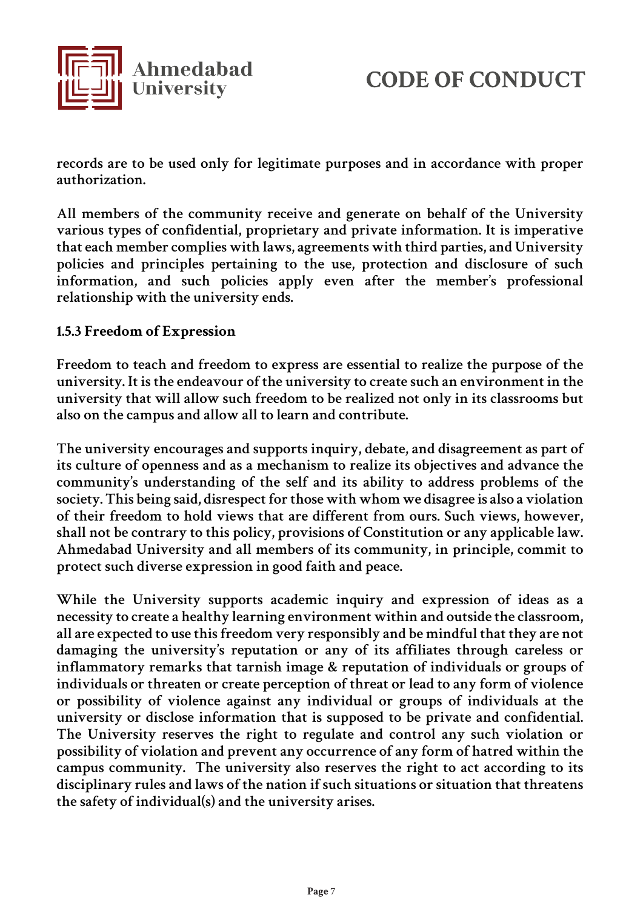records are to be used only for legitimate purposes and in accordance with proper authorization.

All members of the community receive and generate on behalf of the University various types of confidential, proprietary and private information. It is imperative that each member complies with laws, agreements with third parties, and University policies and principles pertaining to the use, protection and disclosure of such information, and such policies apply even after the member's professional relationship with the university ends.

### 1.5.3 Freedom of Expression

Freedom to teach and freedom to express are essential to realize the purpose of the university. It is the endeavour of the university to create such an environment in the university that will allow such freedom to be realized not only in its classrooms but also on the campus and allow all to learn and contribute.

The university encourages and supports inquiry, debate, and disagreement as part of its culture of openness and as a mechanism to realize its objectives and advance the community's understanding of the self and its ability to address problems of the society. This being said, disrespect for those with whom we disagree is also a violation of their freedom to hold views that are different from ours. Such views, however, shall not be contrary to this policy, provisions of Constitution or any applicable law. Ahmedabad University and all members of its community, in principle, commit to protect such diverse expression in good faith and peace.

While the University supports academic inquiry and expression of ideas as a necessity to create a healthy learning environment within and outside the classroom, all are expected to use this freedom very responsibly and be mindful that they are not damaging the university's reputation or any of its affiliates through careless or inflammatory remarks that tarnish image & reputation of individuals or groups of individuals or threaten or create perception of threat or lead to any form of violence or possibility of violence against any individual or groups of individuals at the university or disclose information that is supposed to be private and confidential. The University reserves the right to regulate and control any such violation or possibility of violation and prevent any occurrence of any form of hatred within the campus community. The university also reserves the right to act according to its disciplinary rules and laws of the nation if such situations or situation that threatens the safety of individual(s) and the university arises.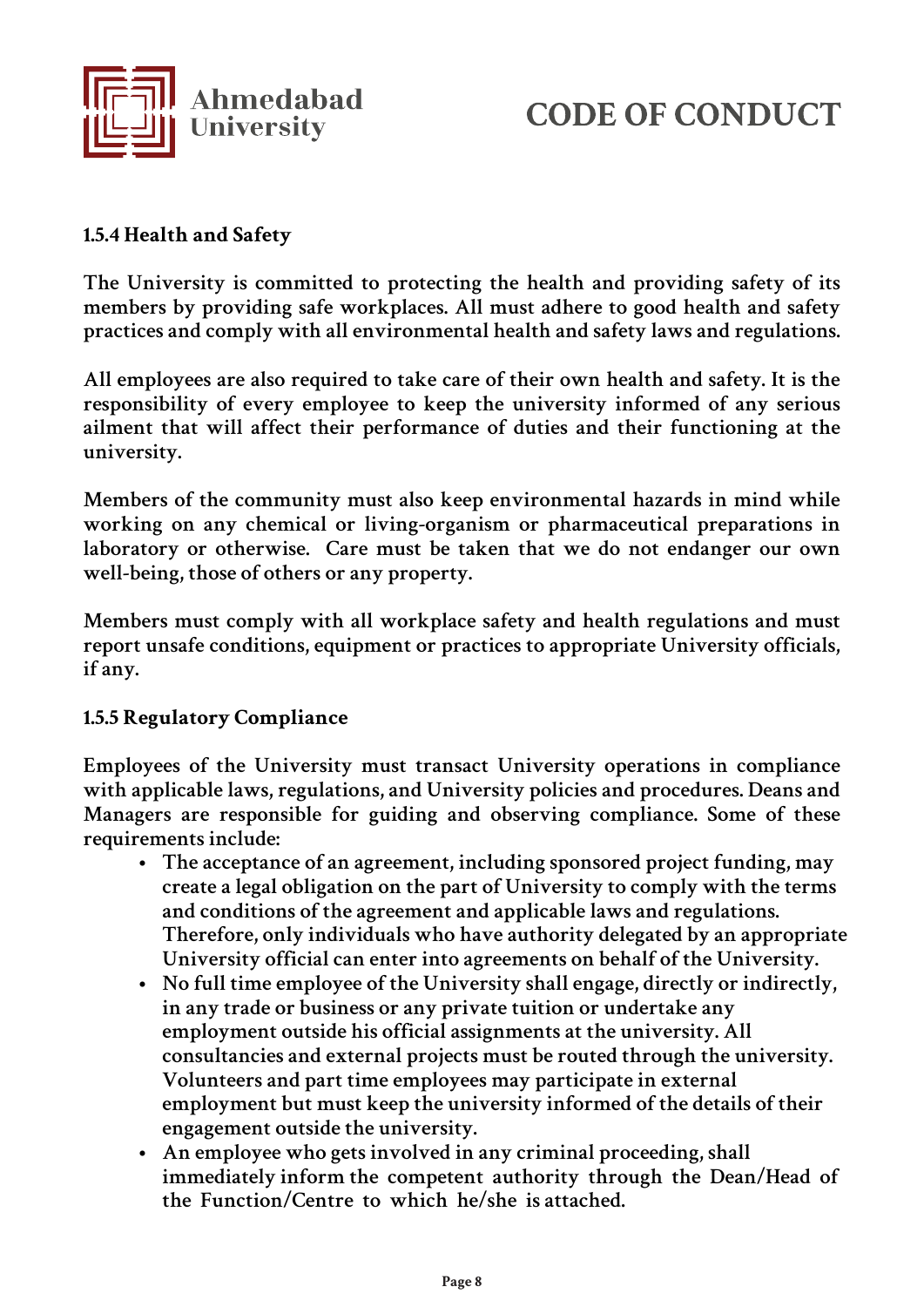### 1.5.4 Health and Safety

The University is committed to protecting the health and providing safety of its members by providing safe workplaces. All must adhere to good health and safety practices and comply with all environmental health and safety laws and regulations.

All employees are also required to take care of their own health and safety. It is the responsibility of every employee to keep the university informed of any serious ailment that will affect their performance of duties and their functioning at the university.

Members of the community must also keep environmental hazards in mind while working on any chemical or living-organism or pharmaceutical preparations in laboratory or otherwise. Care must be taken that we do not endanger our own well-being, those of others or any property.

Members must comply with all workplace safety and health regulations and must report unsafe conditions, equipment or practices to appropriate University officials, if any.

### 1.5.5 Regulatory Compliance

Employees of the University must transact University operations in compliance with applicable laws, regulations, and University policies and procedures. Deans and Managers are responsible for guiding and observing compliance. Some of these requirements include:

- The acceptance of an agreement, including sponsored project funding, may create a legal obligation on the part of University to comply with the terms and conditions of the agreement and applicable laws and regulations. Therefore, only individuals who have authority delegated by an appropriate University official can enter into agreements on behalf of the University.
- No full time employee of the University shall engage, directly or indirectly, in any trade or business or any private tuition or undertake any employment outside his official assignments at the university. All consultancies and external projects must be routed through the university. Volunteers and part time employees may participate in external employment but must keep the university informed of the details of their engagement outside the university.
- An employee who gets involved in any criminal proceeding, shall immediately inform the competent authority through the Dean/Head of the Function/Centre to which he/she is attached.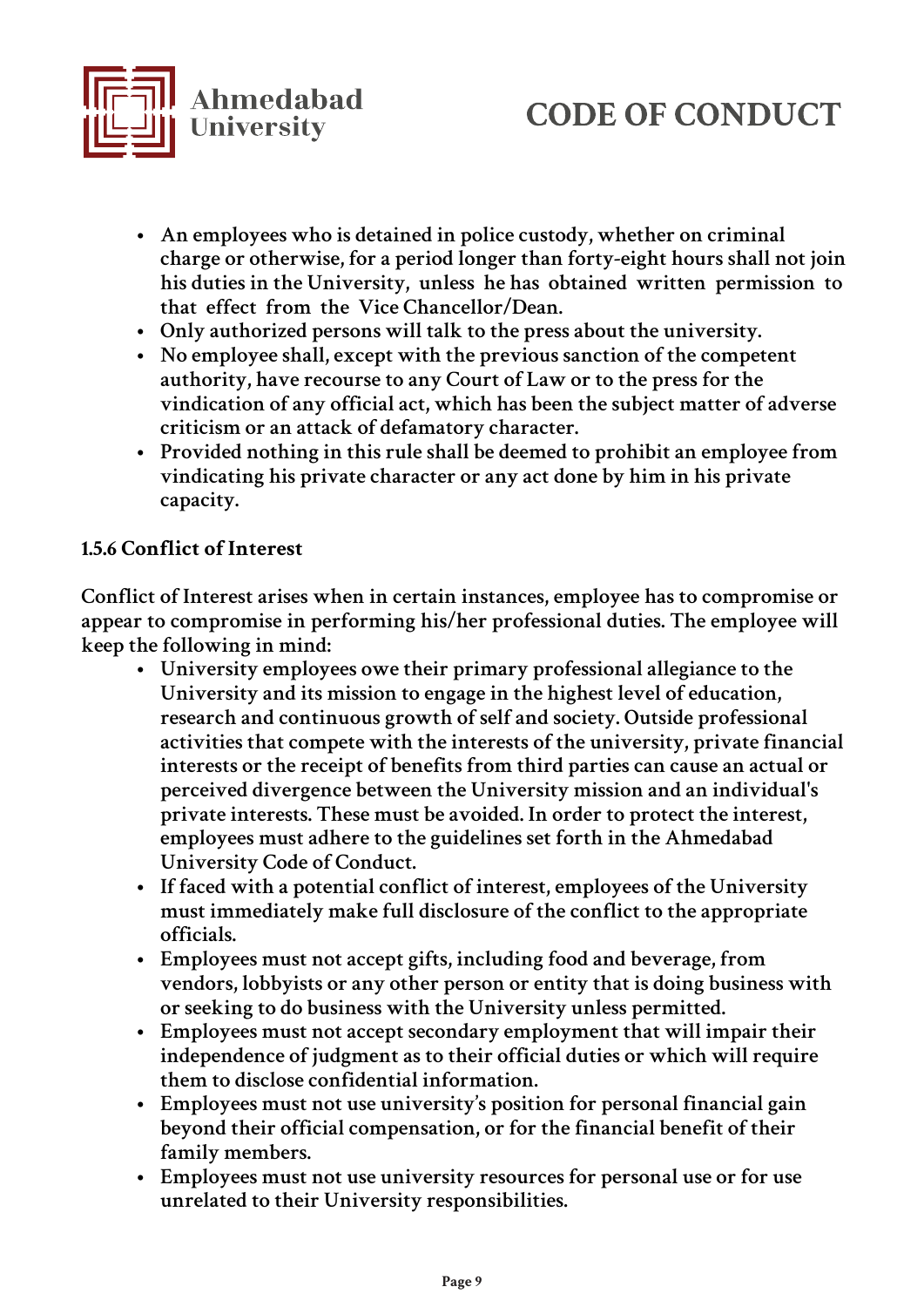- An employees who is detained in police custody, whether on criminal charge or otherwise, for a period longer than forty-eight hours shall not join his duties in the University, unless he has obtained written permission to that effect from the Vice Chancellor/Dean.
- Only authorized persons will talk to the press about the university.
- No employee shall, except with the previous sanction of the competent authority, have recourse to any Court of Law or to the press for the vindication of any official act, which has been the subject matter of adverse criticism or an attack of defamatory character.
- Provided nothing in this rule shall be deemed to prohibit an employee from vindicating his private character or any act done by him in his private capacity.

### 1.5.6 Conflict of Interest

Conflict of Interest arises when in certain instances, employee has to compromise or appear to compromise in performing his/her professional duties. The employee will keep the following in mind:

- University employees owe their primary professional allegiance to the University and its mission to engage in the highest level of education, research and continuous growth of self and society. Outside professional activities that compete with the interests of the university, private financial interests or the receipt of benefits from third parties can cause an actual or perceived divergence between the University mission and an individual's private interests. These must be avoided. In order to protect the interest, employees must adhere to the guidelines set forth in the Ahmedabad University Code of Conduct.
- If faced with a potential conflict of interest, employees of the University must immediately make full disclosure of the conflict to the appropriate officials.
- Employees must not accept gifts, including food and beverage, from vendors, lobbyists or any other person or entity that is doing business with or seeking to do business with the University unless permitted.
- Employees must not accept secondary employment that will impair their independence of judgment as to their official duties or which will require them to disclose confidential information.
- Employees must not use university's position for personal financial gain beyond their official compensation, or for the financial benefit of their family members.
- Employees must not use university resources for personal use or for use unrelated to their University responsibilities.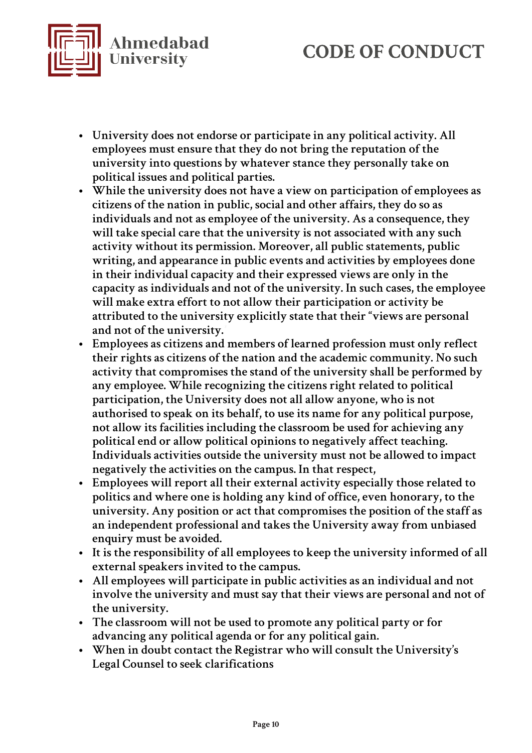- University does not endorse or participate in any political activity. All employees must ensure that they do not bring the reputation of the university into questions by whatever stance they personally take on political issues and political parties.
- While the university does not have a view on participation of employees as citizens of the nation in public, social and other affairs, they do so as individuals and not as employee of the university. As a consequence, they will take special care that the university is not associated with any such activity without its permission. Moreover, all public statements, public writing, and appearance in public events and activities by employees done in their individual capacity and their expressed views are only in the capacity as individuals and not of the university. In such cases, the employee will make extra effort to not allow their participation or activity be attributed to the university explicitly state that their "views are personal and not of the university.
- Employees as citizens and members of learned profession must only reflect their rights as citizens of the nation and the academic community. No such activity that compromises the stand of the university shall be performed by any employee. While recognizing the citizens right related to political participation, the University does not all allow anyone, who is not authorised to speak on its behalf, to use its name for any political purpose, not allow its facilities including the classroom be used for achieving any political end or allow political opinions to negatively affect teaching. Individuals activities outside the university must not be allowed to impact negatively the activities on the campus. In that respect,
- Employees will report all their external activity especially those related to politics and where one is holding any kind of office, even honorary, to the university. Any position or act that compromises the position of the staff as an independent professional and takes the University away from unbiased enquiry must be avoided.
- It is the responsibility of all employees to keep the university informed of all external speakers invited to the campus.
- All employees will participate in public activities as an individual and not involve the university and must say that their views are personal and not of the university.
- The classroom will not be used to promote any political party or for advancing any political agenda or for any political gain.
- When in doubt contact the Registrar who will consult the University's Legal Counsel to seek clarifications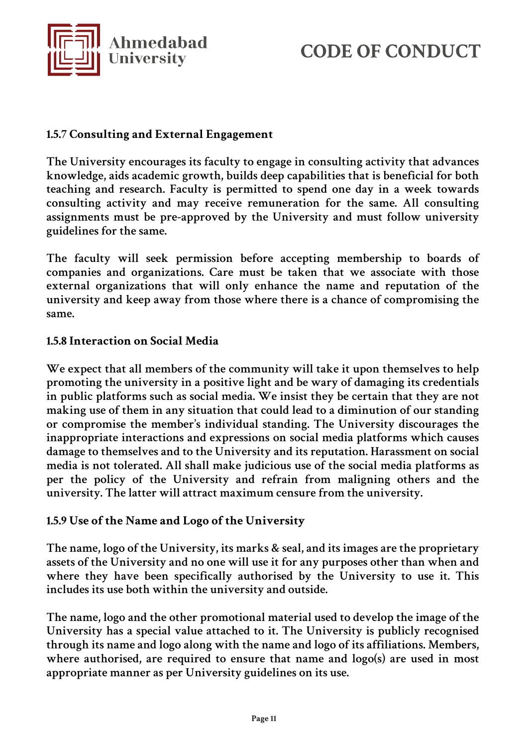### 1.5.7 Consulting and External Engagement

The University encourages its faculty to engage in consulting activity that advances knowledge, aids academic growth, builds deep capabilities that is beneficial for both teaching and research. Faculty is permitted to spend one day in a week towards consulting activity and may receive remuneration for the same. All consulting assignments must be pre-approved by the University and must follow university guidelines for the same.

The faculty will seek permission before accepting membership to boards of companies and organizations. Care must be taken that we associate with those external organizations that will only enhance the name and reputation of the university and keep away from those where there is a chance of compromising the same.

### 1.5.8 Interaction on Social Media

We expect that all members of the community will take it upon themselves to help promoting the university in a positive light and be wary of damaging its credentials in public platforms such as social media. We insist they be certain that they are not making use of them in any situation that could lead to a diminution of our standing or compromise the member's individual standing. The University discourages the inappropriate interactions and expressions on social media platforms which causes damage to themselves and to the University and its reputation. Harassment on social media is not tolerated. All shall make judicious use of the social media platforms as per the policy of the University and refrain from maligning others and the university. The latter will attract maximum censure from the university.

### 1.5.9 Use of the Name and Logo of the University

The name, logo of the University, its marks & seal, and its images are the proprietary assets of the University and no one will use it for any purposes other than when and where they have been specifically authorised by the University to use it. This includes its use both within the university and outside.

The name, logo and the other promotional material used to develop the image of the University has a special value attached to it. The University is publicly recognised through its name and logo along with the name and logo of its affiliations. Members, where authorised, are required to ensure that name and logo(s) are used in most appropriate manner as per University guidelines on its use.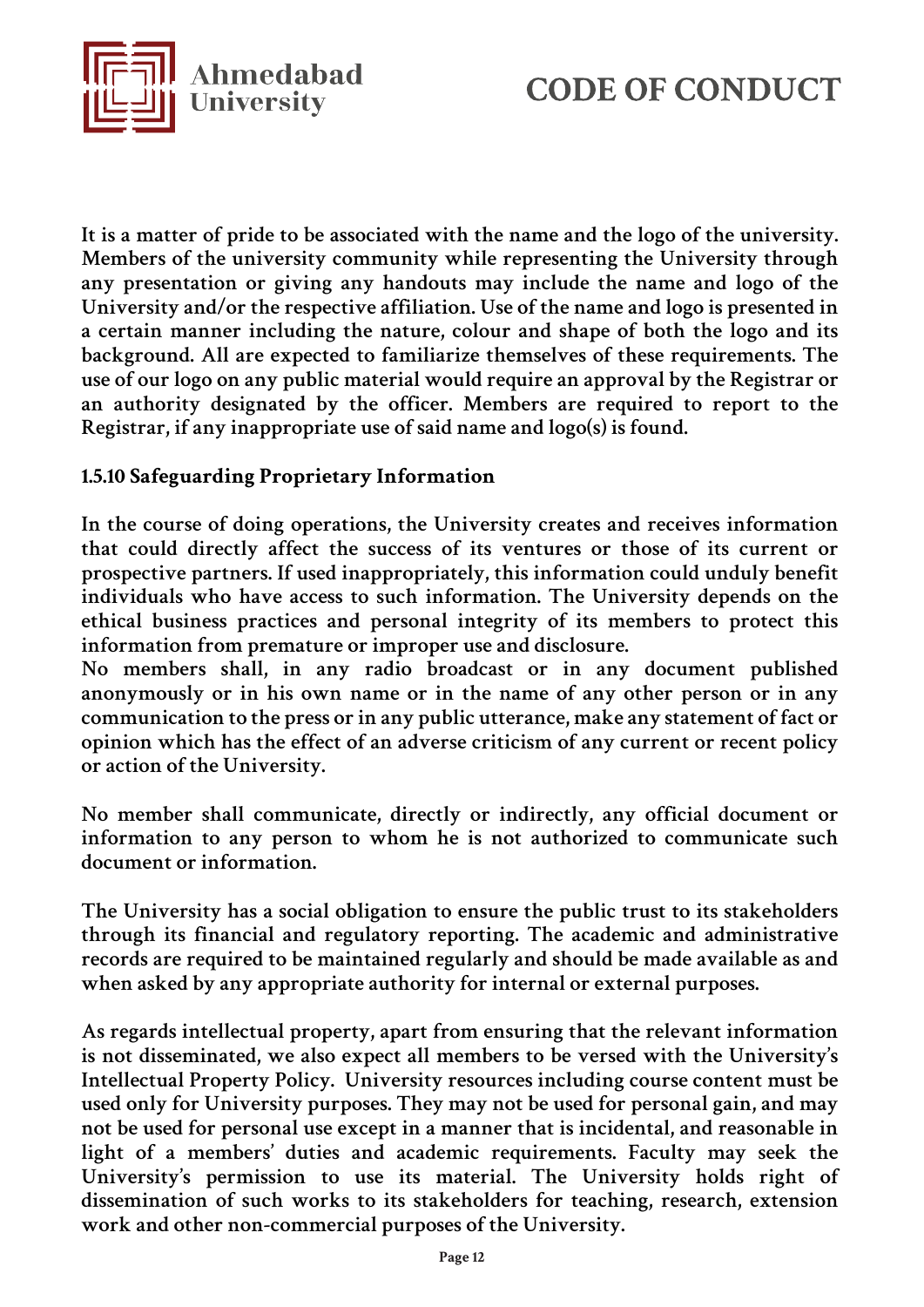It is a matter of pride to be associated with the name and the logo of the university. Members of the university community while representing the University through any presentation or giving any handouts may include the name and logo of the University and/or the respective affiliation. Use of the name and logo is presented in a certain manner including the nature, colour and shape of both the logo and its background. All are expected to familiarize themselves of these requirements. The use of our logo on any public material would require an approval by the Registrar or an authority designated by the officer. Members are required to report to the Registrar, if any inappropriate use of said name and logo(s) is found.

### 1.5.10 Safeguarding Proprietary Information

In the course of doing operations, the University creates and receives information that could directly affect the success of its ventures or those of its current or prospective partners. If used inappropriately, this information could unduly benefit individuals who have access to such information. The University depends on the ethical business practices and personal integrity of its members to protect this information from premature or improper use and disclosure.
No members shall, in any radio broadcast or in any document published anonymously or in his own name or in the name of any other person or in any communication to the press or in any public utterance, make any statement of fact or opinion which has the effect of an adverse criticism of any current or recent policy or action of the University.

No member shall communicate, directly or indirectly, any official document or information to any person to whom he is not authorized to communicate such document or information.

The University has a social obligation to ensure the public trust to its stakeholders through its financial and regulatory reporting. The academic and administrative records are required to be maintained regularly and should be made available as and when asked by any appropriate authority for internal or external purposes.

As regards intellectual property, apart from ensuring that the relevant information is not disseminated, we also expect all members to be versed with the University's Intellectual Property Policy. University resources including course content must be used only for University purposes. They may not be used for personal gain, and may not be used for personal use except in a manner that is incidental, and reasonable in light of a members' duties and academic requirements. Faculty may seek the University's permission to use its material. The University holds right of dissemination of such works to its stakeholders for teaching, research, extension work and other non-commercial purposes of the University.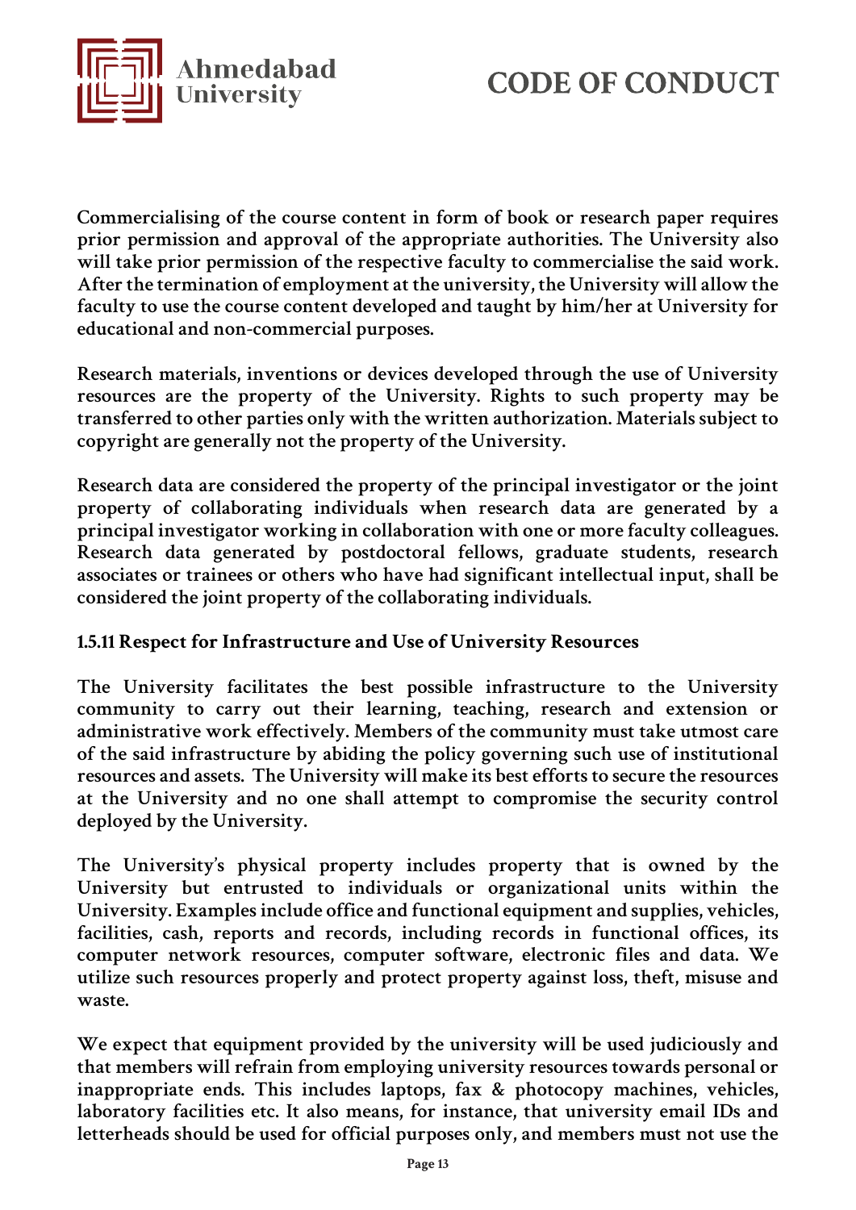Commercialising of the course content in form of book or research paper requires prior permission and approval of the appropriate authorities. The University also will take prior permission of the respective faculty to commercialise the said work. After the termination of employment at the university, the University will allow the faculty to use the course content developed and taught by him/her at University for educational and non-commercial purposes.

Research materials, inventions or devices developed through the use of University resources are the property of the University. Rights to such property may be transferred to other parties only with the written authorization. Materials subject to copyright are generally not the property of the University.

Research data are considered the property of the principal investigator or the joint property of collaborating individuals when research data are generated by a principal investigator working in collaboration with one or more faculty colleagues. Research data generated by postdoctoral fellows, graduate students, research associates or trainees or others who have had significant intellectual input, shall be considered the joint property of the collaborating individuals.

### 1.5.11 Respect for Infrastructure and Use of University Resources

The University facilitates the best possible infrastructure to the University community to carry out their learning, teaching, research and extension or administrative work effectively. Members of the community must take utmost care of the said infrastructure by abiding the policy governing such use of institutional resources and assets. The University will make its best efforts to secure the resources at the University and no one shall attempt to compromise the security control deployed by the University.

The University's physical property includes property that is owned by the University but entrusted to individuals or organizational units within the University. Examples include office and functional equipment and supplies, vehicles, facilities, cash, reports and records, including records in functional offices, its computer network resources, computer software, electronic files and data. We utilize such resources properly and protect property against loss, theft, misuse and waste.

We expect that equipment provided by the university will be used judiciously and that members will refrain from employing university resources towards personal or inappropriate ends. This includes laptops, fax & photocopy machines, vehicles, laboratory facilities etc. It also means, for instance, that university email IDs and letterheads should be used for official purposes only, and members must not use the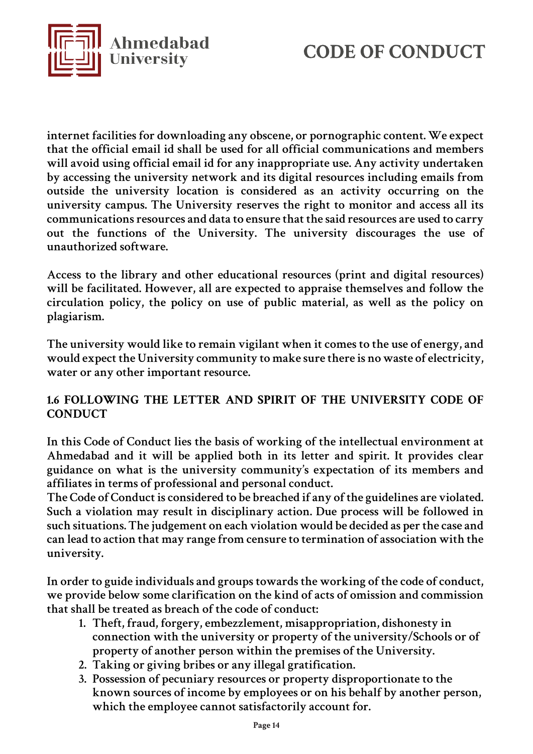internet facilities for downloading any obscene, or pornographic content. We expect that the official email id shall be used for all official communications and members will avoid using official email id for any inappropriate use. Any activity undertaken by accessing the university network and its digital resources including emails from outside the university location is considered as an activity occurring on the university campus. The University reserves the right to monitor and access all its communications resources and data to ensure that the said resources are used to carry out the functions of the University. The university discourages the use of unauthorized software.

Access to the library and other educational resources (print and digital resources) will be facilitated. However, all are expected to appraise themselves and follow the circulation policy, the policy on use of public material, as well as the policy on plagiarism.

The university would like to remain vigilant when it comes to the use of energy, and would expect the University community to make sure there is no waste of electricity, water or any other important resource.

### 1.6 FOLLOWING THE LETTER AND SPIRIT OF THE UNIVERSITY CODE OF CONDUCT

In this Code of Conduct lies the basis of working of the intellectual environment at Ahmedabad and it will be applied both in its letter and spirit. It provides clear guidance on what is the university community's expectation of its members and affiliates in terms of professional and personal conduct.
The Code of Conduct is considered to be breached if any of the guidelines are violated. Such a violation may result in disciplinary action. Due process will be followed in such situations. The judgement on each violation would be decided as per the case and can lead to action that may range from censure to termination of association with the university.

In order to guide individuals and groups towards the working of the code of conduct, we provide below some clarification on the kind of acts of omission and commission that shall be treated as breach of the code of conduct:

1. Theft, fraud, forgery, embezzlement, misappropriation, dishonesty in connection with the university or property of the university/Schools or of property of another person within the premises of the University.
2. Taking or giving bribes or any illegal gratification.
3. Possession of pecuniary resources or property disproportionate to the known sources of income by employees or on his behalf by another person, which the employee cannot satisfactorily account for.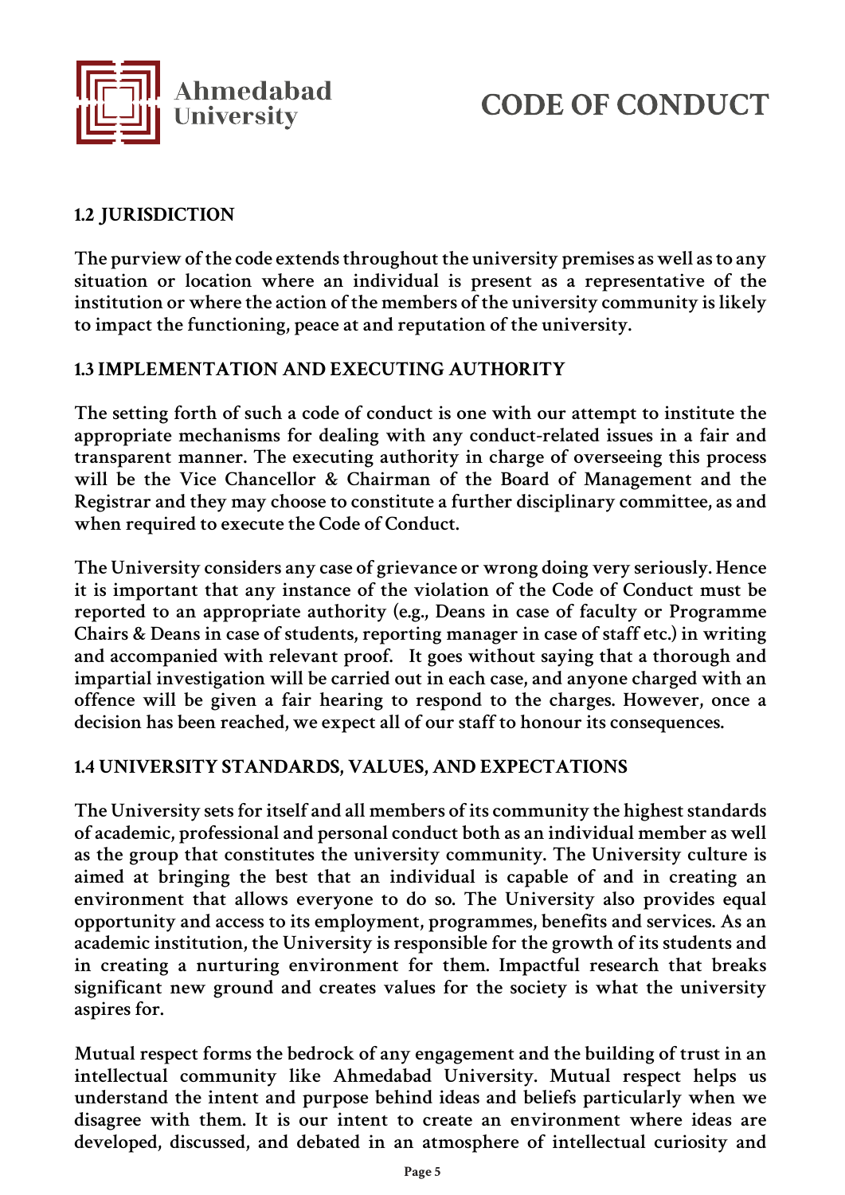## 1.2 JURISDICTION

The purview of the code extends throughout the university premises as well as to any situation or location where an individual is present as a representative of the institution or where the action of the members of the university community is likely to impact the functioning, peace at and reputation of the university.

## 1.3 IMPLEMENTATION AND EXECUTING AUTHORITY

The setting forth of such a code of conduct is one with our attempt to institute the appropriate mechanisms for dealing with any conduct-related issues in a fair and transparent manner. The executing authority in charge of overseeing this process will be the Vice Chancellor & Chairman of the Board of Management and the Registrar and they may choose to constitute a further disciplinary committee, as and when required to execute the Code of Conduct.

The University considers any case of grievance or wrong doing very seriously. Hence it is important that any instance of the violation of the Code of Conduct must be reported to an appropriate authority (e.g., Deans in case of faculty or Programme Chairs & Deans in case of students, reporting manager in case of staff etc.) in writing and accompanied with relevant proof. It goes without saying that a thorough and impartial investigation will be carried out in each case, and anyone charged with an offence will be given a fair hearing to respond to the charges. However, once a decision has been reached, we expect all of our staff to honour its consequences.

## 1.4 UNIVERSITY STANDARDS, VALUES, AND EXPECTATIONS

The University sets for itself and all members of its community the highest standards of academic, professional and personal conduct both as an individual member as well as the group that constitutes the university community. The University culture is aimed at bringing the best that an individual is capable of and in creating an environment that allows everyone to do so. The University also provides equal opportunity and access to its employment, programmes, benefits and services. As an academic institution, the University is responsible for the growth of its students and in creating a nurturing environment for them. Impactful research that breaks significant new ground and creates values for the society is what the university aspires for.

Mutual respect forms the bedrock of any engagement and the building of trust in an intellectual community like Ahmedabad University. Mutual respect helps us understand the intent and purpose behind ideas and beliefs particularly when we disagree with them. It is our intent to create an environment where ideas are developed, discussed, and debated in an atmosphere of intellectual curiosity and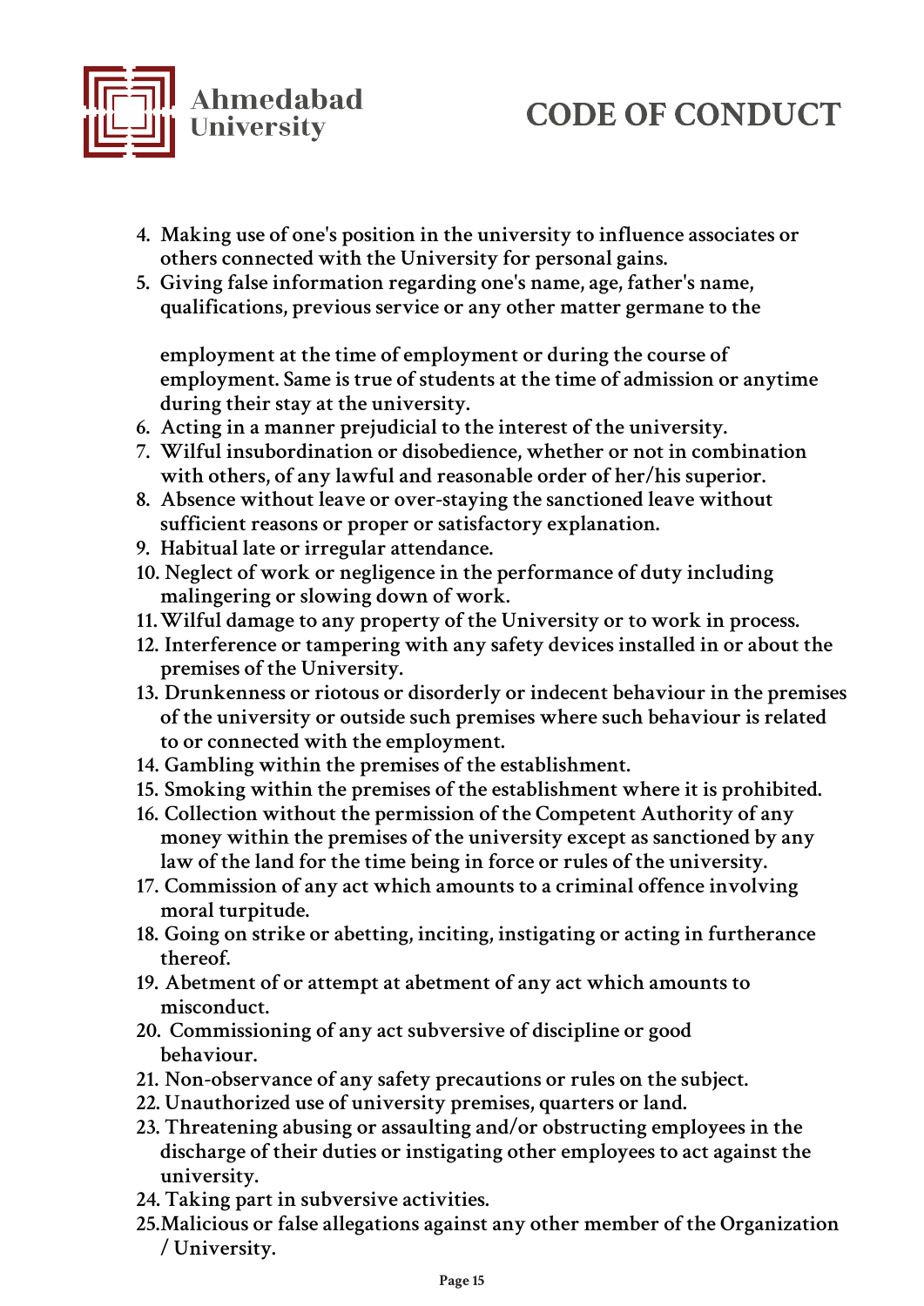4. Making use of one's position in the university to influence associates or others connected with the University for personal gains.
5. Giving false information regarding one's name, age, father's name, qualifications, previous service or any other matter germane to the employment at the time of employment or during the course of employment. Same is true of students at the time of admission or anytime during their stay at the university.
6. Acting in a manner prejudicial to the interest of the university.
7. Wilful insubordination or disobedience, whether or not in combination with others, of any lawful and reasonable order of her/his superior.
8. Absence without leave or over-staying the sanctioned leave without sufficient reasons or proper or satisfactory explanation.
9. Habitual late or irregular attendance.
10. Neglect of work or negligence in the performance of duty including malingering or slowing down of work.
11. Wilful damage to any property of the University or to work in process.
12. Interference or tampering with any safety devices installed in or about the premises of the University.
13. Drunkenness or riotous or disorderly or indecent behaviour in the premises of the university or outside such premises where such behaviour is related to or connected with the employment.
14. Gambling within the premises of the establishment.
15. Smoking within the premises of the establishment where it is prohibited.
16. Collection without the permission of the Competent Authority of any money within the premises of the university except as sanctioned by any law of the land for the time being in force or rules of the university.
17. Commission of any act which amounts to a criminal offence involving moral turpitude.
18. Going on strike or abetting, inciting, instigating or acting in furtherance thereof.
19. Abetment of or attempt at abetment of any act which amounts to misconduct.
20. Commissioning of any act subversive of discipline or good behaviour.
21. Non-observance of any safety precautions or rules on the subject.
22. Unauthorized use of university premises, quarters or land.
23. Threatening abusing or assaulting and/or obstructing employees in the discharge of their duties or instigating other employees to act against the university.
24. Taking part in subversive activities.
25. Malicious or false allegations against any other member of the Organization / University.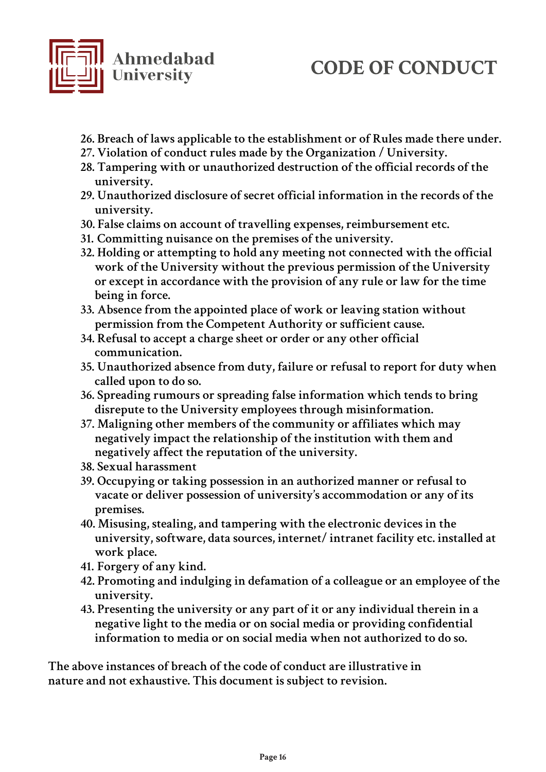26. Breach of laws applicable to the establishment or of Rules made there under.
27. Violation of conduct rules made by the Organization / University.
28. Tampering with or unauthorized destruction of the official records of the university.
29. Unauthorized disclosure of secret official information in the records of the university.
30. False claims on account of travelling expenses, reimbursement etc.
31. Committing nuisance on the premises of the university.
32. Holding or attempting to hold any meeting not connected with the official work of the University without the previous permission of the University or except in accordance with the provision of any rule or law for the time being in force.
33. Absence from the appointed place of work or leaving station without permission from the Competent Authority or sufficient cause.
34. Refusal to accept a charge sheet or order or any other official communication.
35. Unauthorized absence from duty, failure or refusal to report for duty when called upon to do so.
36. Spreading rumours or spreading false information which tends to bring disrepute to the University employees through misinformation.
37. Maligning other members of the community or affiliates which may negatively impact the relationship of the institution with them and negatively affect the reputation of the university.
38. Sexual harassment
39. Occupying or taking possession in an authorized manner or refusal to vacate or deliver possession of university's accommodation or any of its premises.
40. Misusing, stealing, and tampering with the electronic devices in the university, software, data sources, internet/ intranet facility etc. installed at work place.
41. Forgery of any kind.
42. Promoting and indulging in defamation of a colleague or an employee of the university.
43. Presenting the university or any part of it or any individual therein in a negative light to the media or on social media or providing confidential information to media or on social media when not authorized to do so.

The above instances of breach of the code of conduct are illustrative in nature and not exhaustive. This document is subject to revision.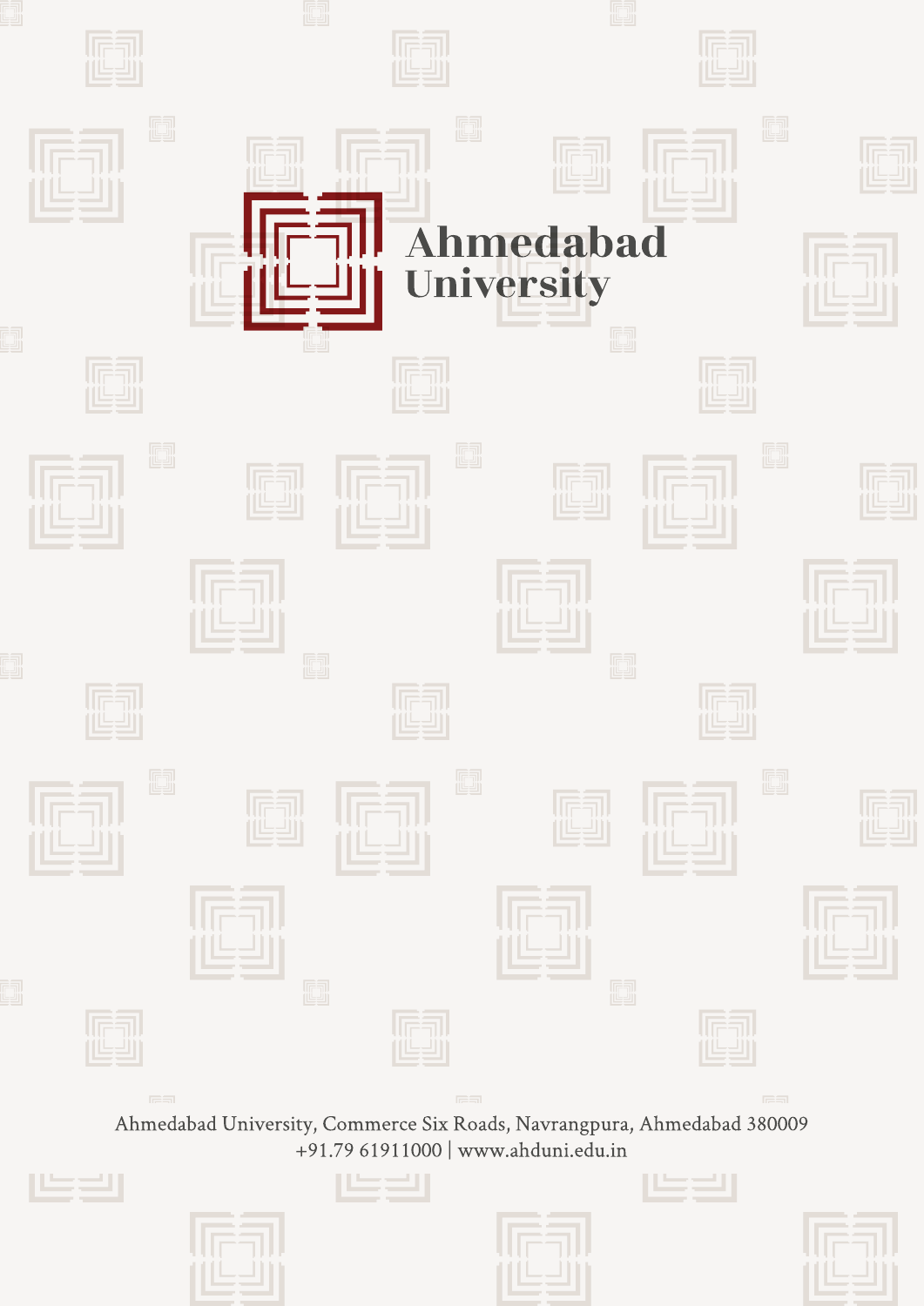Ahmedabad University

Ahmedabad University, Commerce Six Roads, Navrangpura, Ahmedabad 380009
+91.79 61911000 | www.ahduni.edu.in